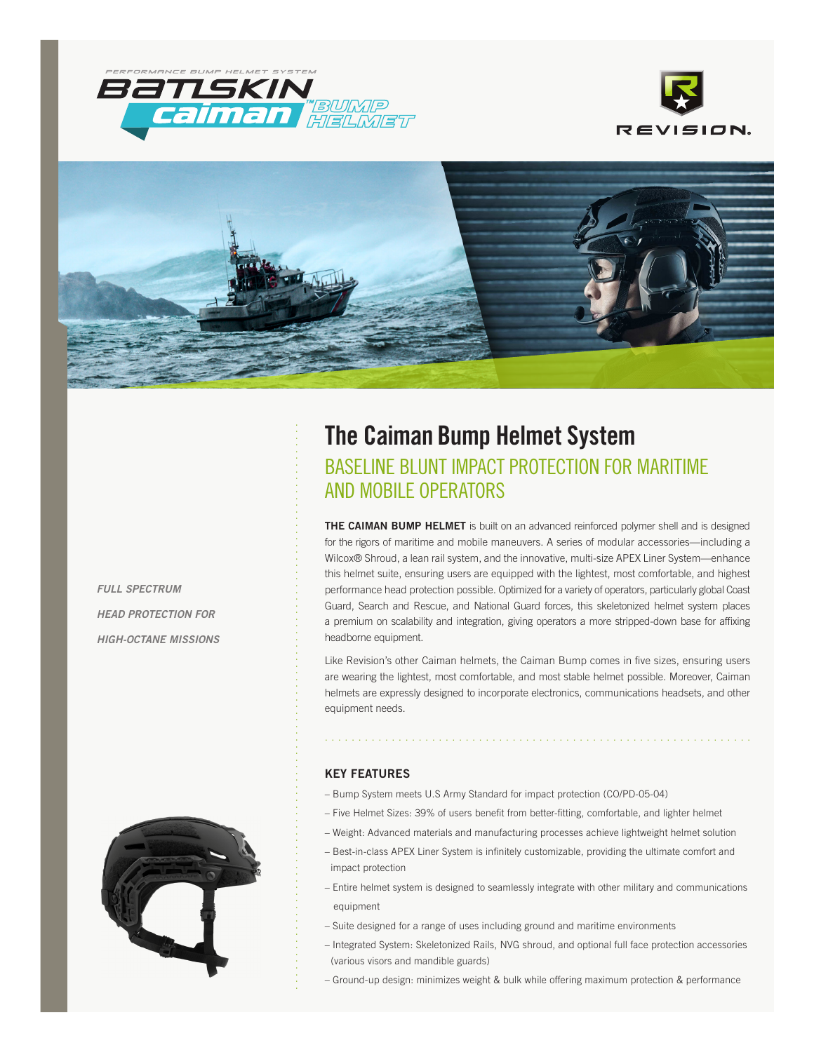PERFORMANCE BUMP HELMET SYSTEM

BATLSKIN caiman™ BUMP HELMET

REVISION.

*FULL SPECTRUM HEAD PROTECTION FOR HIGH-OCTANE MISSIONS*

# The Caiman Bump Helmet System

## BASELINE BLUNT IMPACT PROTECTION FOR MARITIME AND MOBILE OPERATORS

**THE CAIMAN BUMP HELMET** is built on an advanced reinforced polymer shell and is designed for the rigors of maritime and mobile maneuvers. A series of modular accessories—including a Wilcox® Shroud, a lean rail system, and the innovative, multi-size APEX Liner System—enhance this helmet suite, ensuring users are equipped with the lightest, most comfortable, and highest performance head protection possible. Optimized for a variety of operators, particularly global Coast Guard, Search and Rescue, and National Guard forces, this skeletonized helmet system places a premium on scalability and integration, giving operators a more stripped-down base for affixing headborne equipment.

Like Revision's other Caiman helmets, the Caiman Bump comes in five sizes, ensuring users are wearing the lightest, most comfortable, and most stable helmet possible. Moreover, Caiman helmets are expressly designed to incorporate electronics, communications headsets, and other equipment needs.

### KEY FEATURES

- Bump System meets U.S Army Standard for impact protection (CO/PD-05-04)
- Five Helmet Sizes: 39% of users benefit from better-fitting, comfortable, and lighter helmet
- Weight: Advanced materials and manufacturing processes achieve lightweight helmet solution
- Best-in-class APEX Liner System is infinitely customizable, providing the ultimate comfort and impact protection
- Entire helmet system is designed to seamlessly integrate with other military and communications equipment
- Suite designed for a range of uses including ground and maritime environments
- Integrated System: Skeletonized Rails, NVG shroud, and optional full face protection accessories (various visors and mandible guards)
- Ground-up design: minimizes weight & bulk while offering maximum protection & performance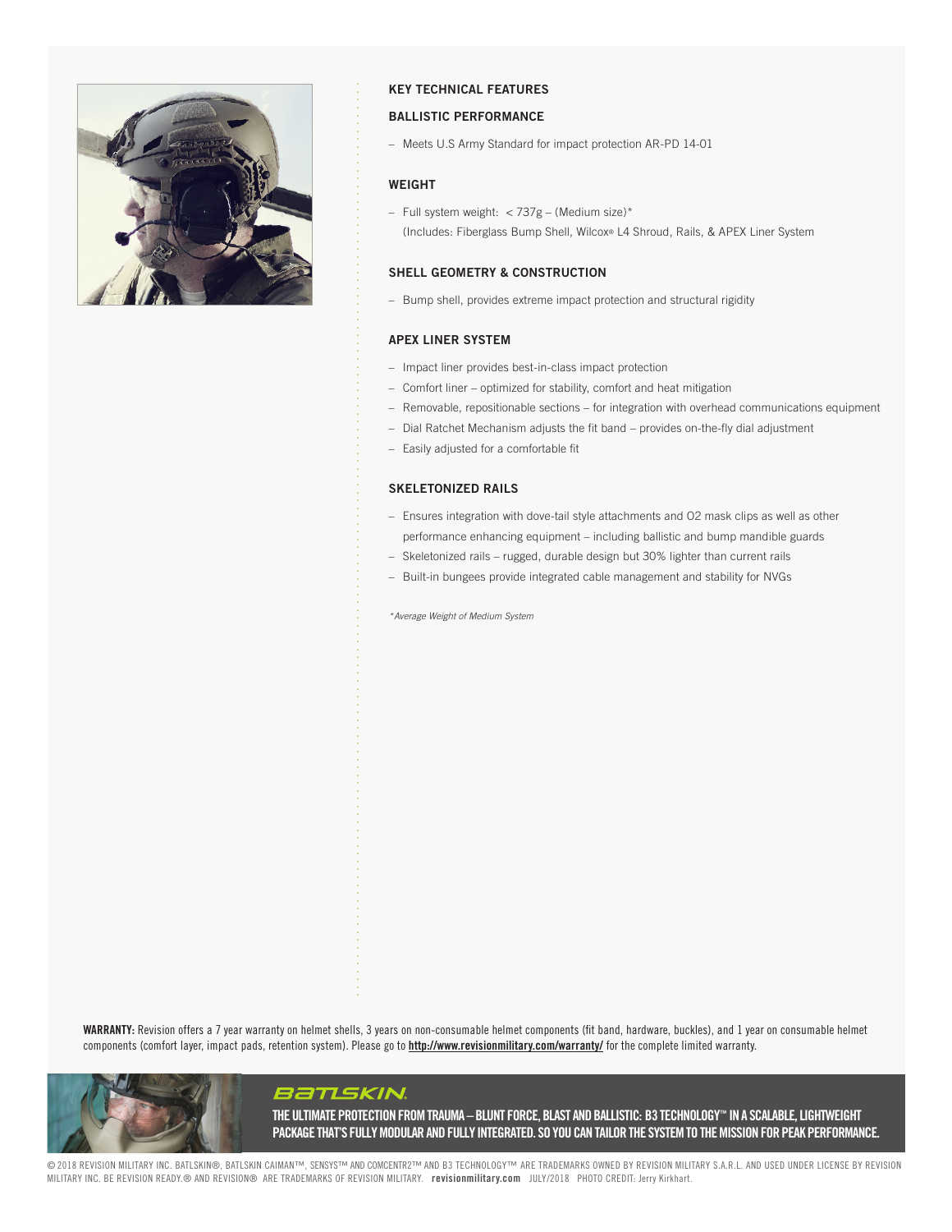## KEY TECHNICAL FEATURES

### BALLISTIC PERFORMANCE

- Meets U.S Army Standard for impact protection AR-PD 14-01

### WEIGHT

- Full system weight: < 737g – (Medium size)*
  (Includes: Fiberglass Bump Shell, Wilcox® L4 Shroud, Rails, & APEX Liner System

### SHELL GEOMETRY & CONSTRUCTION

- Bump shell, provides extreme impact protection and structural rigidity

### APEX LINER SYSTEM

- Impact liner provides best-in-class impact protection
- Comfort liner – optimized for stability, comfort and heat mitigation
- Removable, repositionable sections – for integration with overhead communications equipment
- Dial Ratchet Mechanism adjusts the fit band – provides on-the-fly dial adjustment
- Easily adjusted for a comfortable fit

### SKELETONIZED RAILS

- Ensures integration with dove-tail style attachments and O2 mask clips as well as other performance enhancing equipment – including ballistic and bump mandible guards
- Skeletonized rails – rugged, durable design but 30% lighter than current rails
- Built-in bungees provide integrated cable management and stability for NVGs

*\*Average Weight of Medium System*

**WARRANTY:** Revision offers a 7 year warranty on helmet shells, 3 years on non-consumable helmet components (fit band, hardware, buckles), and 1 year on consumable helmet components (comfort layer, impact pads, retention system). Please go to **http://www.revisionmilitary.com/warranty/** for the complete limited warranty.

**BATLSKIN.**

**THE ULTIMATE PROTECTION FROM TRAUMA – BLUNT FORCE, BLAST AND BALLISTIC: B3 TECHNOLOGY™ IN A SCALABLE, LIGHTWEIGHT PACKAGE THAT'S FULLY MODULAR AND FULLY INTEGRATED. SO YOU CAN TAILOR THE SYSTEM TO THE MISSION FOR PEAK PERFORMANCE.**

© 2018 REVISION MILITARY INC. BATLSKIN®, BATLSKIN CAIMAN™, SENSYS™ AND COMCENTR2™ AND B3 TECHNOLOGY™ ARE TRADEMARKS OWNED BY REVISION MILITARY S.A.R.L. AND USED UNDER LICENSE BY REVISION MILITARY INC. BE REVISION READY.® AND REVISION® ARE TRADEMARKS OF REVISION MILITARY. **revisionmilitary.com** JULY/2018 PHOTO CREDIT: Jerry Kirkhart.